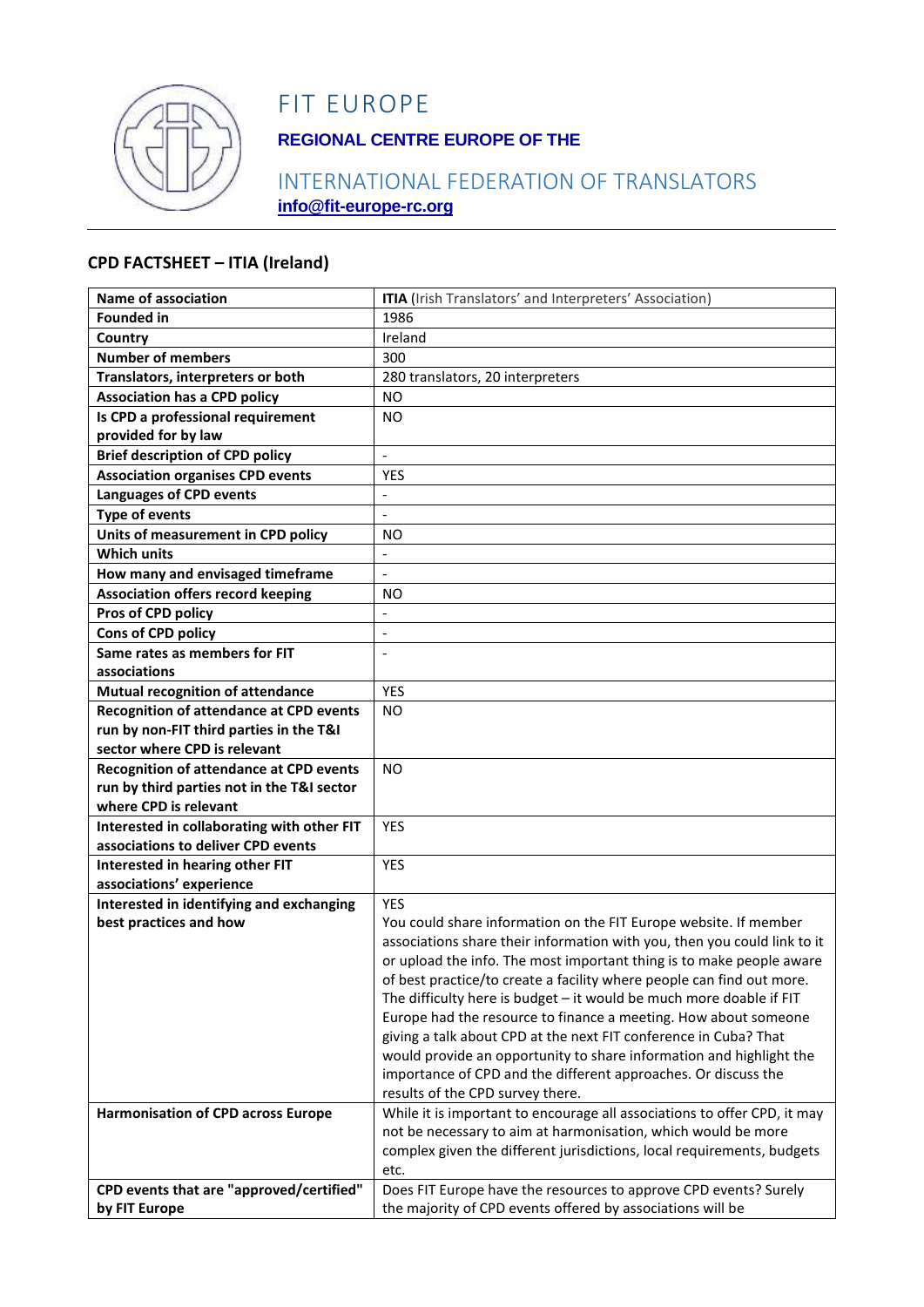# FIT EUROPE

**REGIONAL CENTRE EUROPE OF THE**

INTERNATIONAL FEDERATION OF TRANSLATORS

**info@fit-europe-rc.org**

## CPD FACTSHEET – ITIA (Ireland)

| **Name of association** | **ITIA** (Irish Translators' and Interpreters' Association) |
|---|---|
| **Founded in** | 1986 |
| **Country** | Ireland |
| **Number of members** | 300 |
| **Translators, interpreters or both** | 280 translators, 20 interpreters |
| **Association has a CPD policy** | NO |
| **Is CPD a professional requirement provided for by law** | NO |
| **Brief description of CPD policy** | - |
| **Association organises CPD events** | YES |
| **Languages of CPD events** | - |
| **Type of events** | - |
| **Units of measurement in CPD policy** | NO |
| **Which units** | - |
| **How many and envisaged timeframe** | - |
| **Association offers record keeping** | NO |
| **Pros of CPD policy** | - |
| **Cons of CPD policy** | - |
| **Same rates as members for FIT associations** | - |
| **Mutual recognition of attendance** | YES |
| **Recognition of attendance at CPD events run by non-FIT third parties in the T&I sector where CPD is relevant** | NO |
| **Recognition of attendance at CPD events run by third parties not in the T&I sector where CPD is relevant** | NO |
| **Interested in collaborating with other FIT associations to deliver CPD events** | YES |
| **Interested in hearing other FIT associations' experience** | YES |
| **Interested in identifying and exchanging best practices and how** | YES<br>You could share information on the FIT Europe website. If member associations share their information with you, then you could link to it or upload the info. The most important thing is to make people aware of best practice/to create a facility where people can find out more. The difficulty here is budget – it would be much more doable if FIT Europe had the resource to finance a meeting. How about someone giving a talk about CPD at the next FIT conference in Cuba? That would provide an opportunity to share information and highlight the importance of CPD and the different approaches. Or discuss the results of the CPD survey there. |
| **Harmonisation of CPD across Europe** | While it is important to encourage all associations to offer CPD, it may not be necessary to aim at harmonisation, which would be more complex given the different jurisdictions, local requirements, budgets etc. |
| **CPD events that are "approved/certified" by FIT Europe** | Does FIT Europe have the resources to approve CPD events? Surely the majority of CPD events offered by associations will be |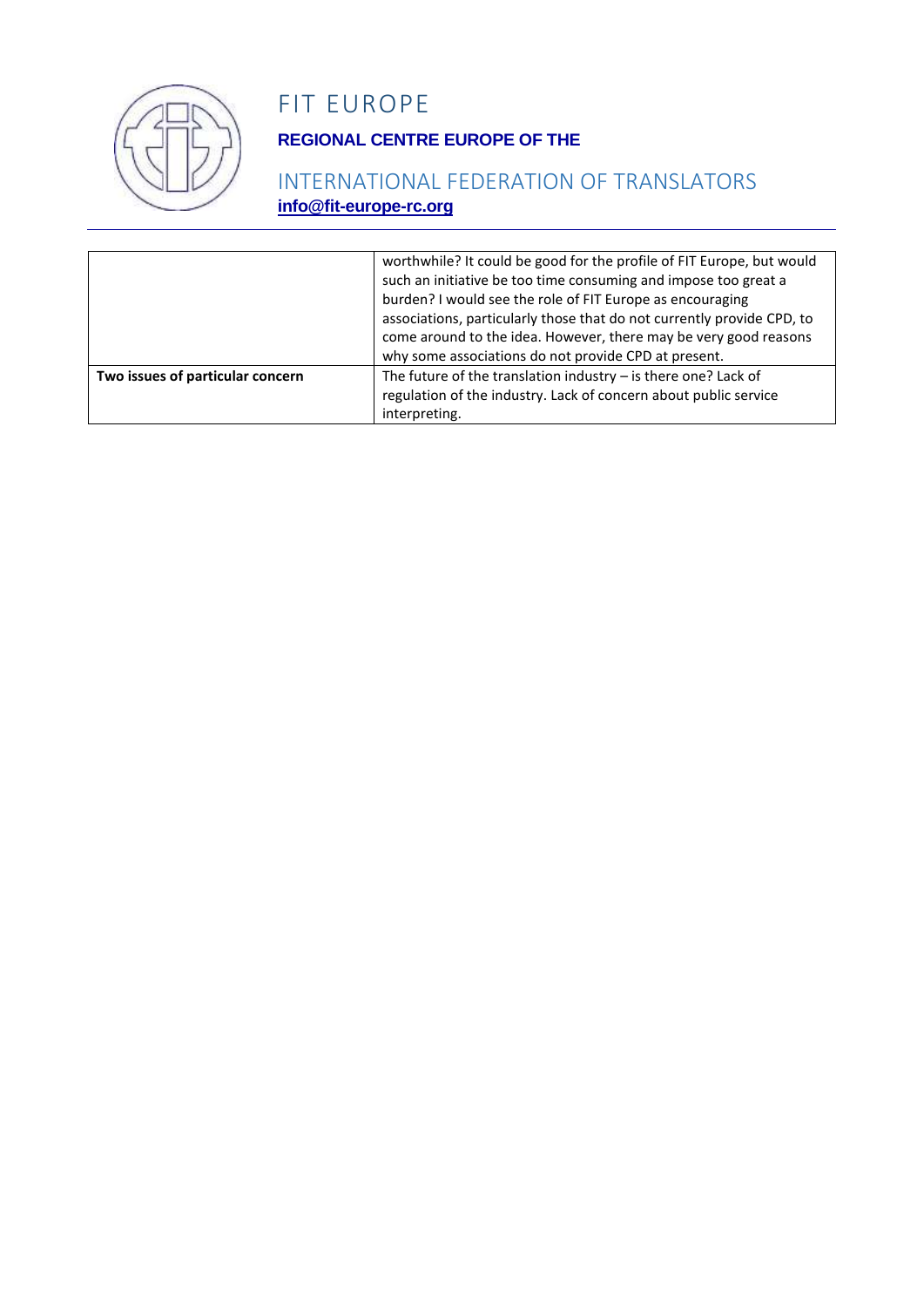# FIT EUROPE

**REGIONAL CENTRE EUROPE OF THE**

INTERNATIONAL FEDERATION OF TRANSLATORS

**info@fit-europe-rc.org**

| | |
|---|---|
| | worthwhile? It could be good for the profile of FIT Europe, but would such an initiative be too time consuming and impose too great a burden? I would see the role of FIT Europe as encouraging associations, particularly those that do not currently provide CPD, to come around to the idea. However, there may be very good reasons why some associations do not provide CPD at present. |
| **Two issues of particular concern** | The future of the translation industry – is there one? Lack of regulation of the industry. Lack of concern about public service interpreting. |